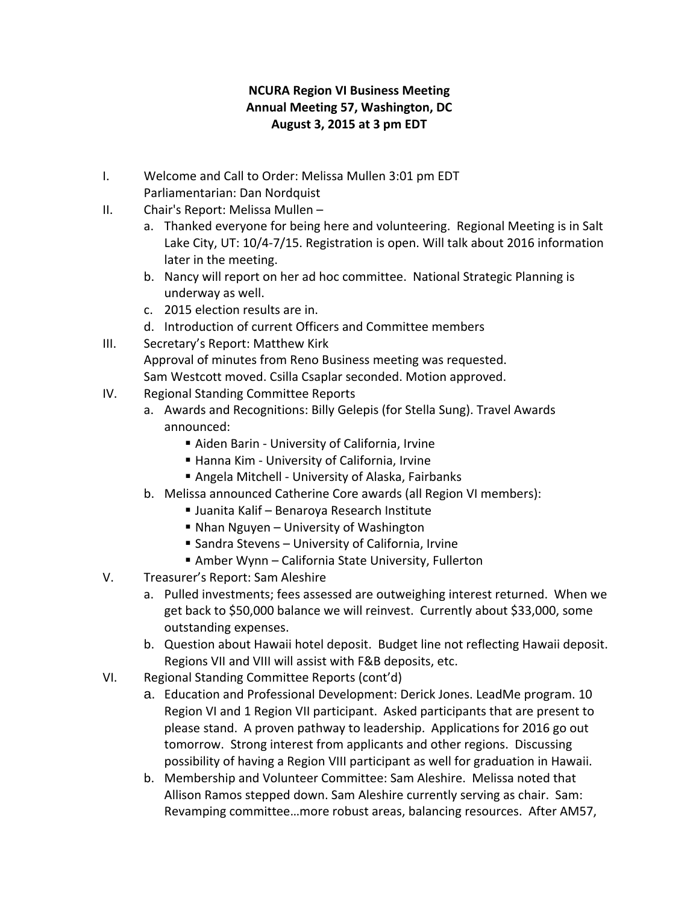**NCURA Region VI Business Meeting**
**Annual Meeting 57, Washington, DC**
**August 3, 2015 at 3 pm EDT**

I. Welcome and Call to Order: Melissa Mullen 3:01 pm EDT
Parliamentarian: Dan Nordquist

II. Chair's Report: Melissa Mullen –
   a. Thanked everyone for being here and volunteering. Regional Meeting is in Salt Lake City, UT: 10/4-7/15. Registration is open. Will talk about 2016 information later in the meeting.
   b. Nancy will report on her ad hoc committee. National Strategic Planning is underway as well.
   c. 2015 election results are in.
   d. Introduction of current Officers and Committee members

III. Secretary's Report: Matthew Kirk
Approval of minutes from Reno Business meeting was requested.
Sam Westcott moved. Csilla Csaplar seconded. Motion approved.

IV. Regional Standing Committee Reports
   a. Awards and Recognitions: Billy Gelepis (for Stella Sung). Travel Awards announced:
      - Aiden Barin - University of California, Irvine
      - Hanna Kim - University of California, Irvine
      - Angela Mitchell - University of Alaska, Fairbanks
   b. Melissa announced Catherine Core awards (all Region VI members):
      - Juanita Kalif – Benaroya Research Institute
      - Nhan Nguyen – University of Washington
      - Sandra Stevens – University of California, Irvine
      - Amber Wynn – California State University, Fullerton

V. Treasurer's Report: Sam Aleshire
   a. Pulled investments; fees assessed are outweighing interest returned. When we get back to $50,000 balance we will reinvest. Currently about $33,000, some outstanding expenses.
   b. Question about Hawaii hotel deposit. Budget line not reflecting Hawaii deposit. Regions VII and VIII will assist with F&B deposits, etc.

VI. Regional Standing Committee Reports (cont'd)
   a. Education and Professional Development: Derick Jones. LeadMe program. 10 Region VI and 1 Region VII participant. Asked participants that are present to please stand. A proven pathway to leadership. Applications for 2016 go out tomorrow. Strong interest from applicants and other regions. Discussing possibility of having a Region VIII participant as well for graduation in Hawaii.
   b. Membership and Volunteer Committee: Sam Aleshire. Melissa noted that Allison Ramos stepped down. Sam Aleshire currently serving as chair. Sam: Revamping committee…more robust areas, balancing resources. After AM57,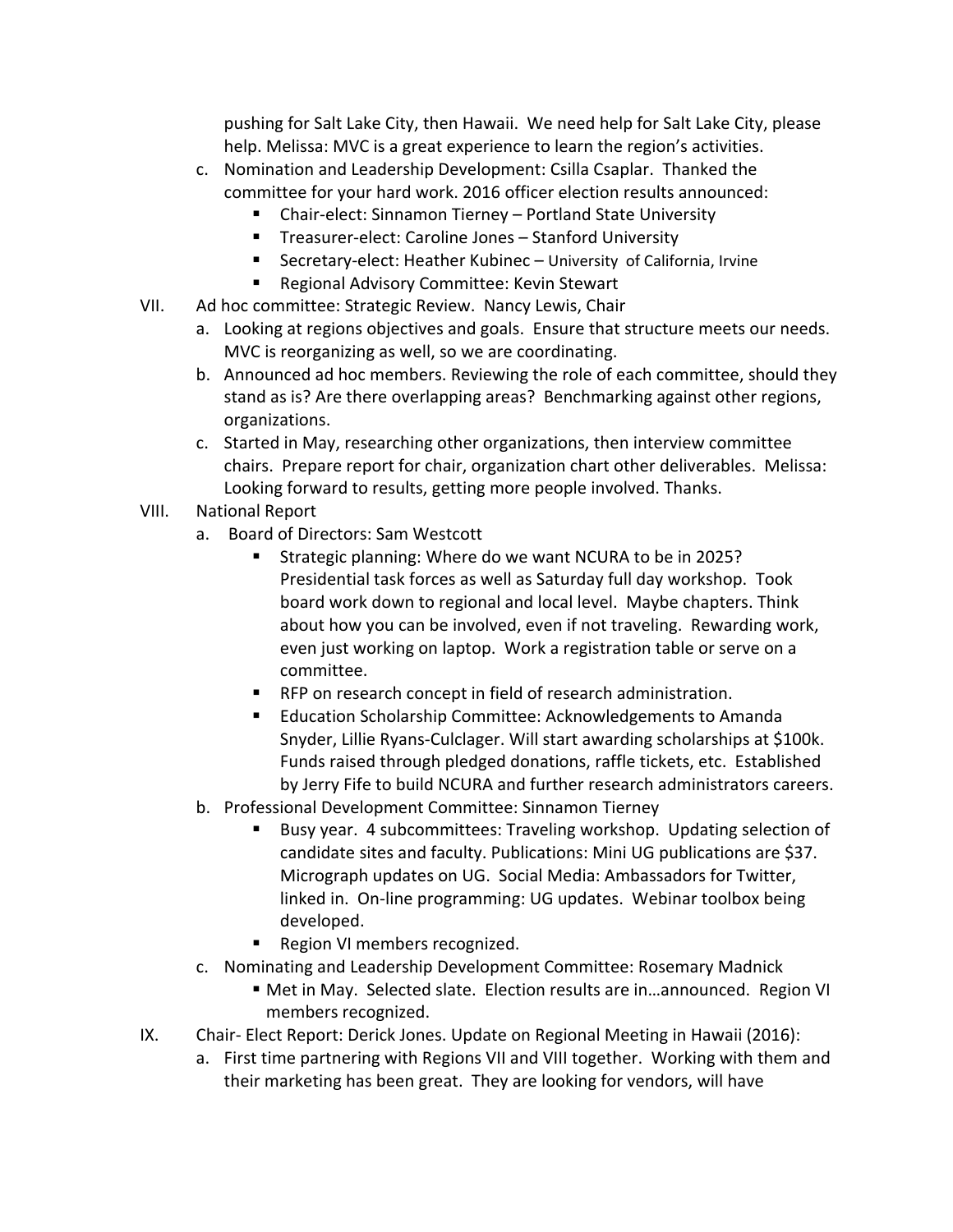pushing for Salt Lake City, then Hawaii. We need help for Salt Lake City, please help. Melissa: MVC is a great experience to learn the region's activities.

   c. Nomination and Leadership Development: Csilla Csaplar. Thanked the committee for your hard work. 2016 officer election results announced:
      - Chair-elect: Sinnamon Tierney – Portland State University
      - Treasurer-elect: Caroline Jones – Stanford University
      - Secretary-elect: Heather Kubinec – University of California, Irvine
      - Regional Advisory Committee: Kevin Stewart

VII. Ad hoc committee: Strategic Review. Nancy Lewis, Chair
   a. Looking at regions objectives and goals. Ensure that structure meets our needs. MVC is reorganizing as well, so we are coordinating.
   b. Announced ad hoc members. Reviewing the role of each committee, should they stand as is? Are there overlapping areas? Benchmarking against other regions, organizations.
   c. Started in May, researching other organizations, then interview committee chairs. Prepare report for chair, organization chart other deliverables. Melissa: Looking forward to results, getting more people involved. Thanks.

VIII. National Report
   a. Board of Directors: Sam Westcott
      - Strategic planning: Where do we want NCURA to be in 2025? Presidential task forces as well as Saturday full day workshop. Took board work down to regional and local level. Maybe chapters. Think about how you can be involved, even if not traveling. Rewarding work, even just working on laptop. Work a registration table or serve on a committee.
      - RFP on research concept in field of research administration.
      - Education Scholarship Committee: Acknowledgements to Amanda Snyder, Lillie Ryans-Culclager. Will start awarding scholarships at $100k. Funds raised through pledged donations, raffle tickets, etc. Established by Jerry Fife to build NCURA and further research administrators careers.
   b. Professional Development Committee: Sinnamon Tierney
      - Busy year. 4 subcommittees: Traveling workshop. Updating selection of candidate sites and faculty. Publications: Mini UG publications are $37. Micrograph updates on UG. Social Media: Ambassadors for Twitter, linked in. On-line programming: UG updates. Webinar toolbox being developed.
      - Region VI members recognized.
   c. Nominating and Leadership Development Committee: Rosemary Madnick
      - Met in May. Selected slate. Election results are in…announced. Region VI members recognized.

IX. Chair- Elect Report: Derick Jones. Update on Regional Meeting in Hawaii (2016):
   a. First time partnering with Regions VII and VIII together. Working with them and their marketing has been great. They are looking for vendors, will have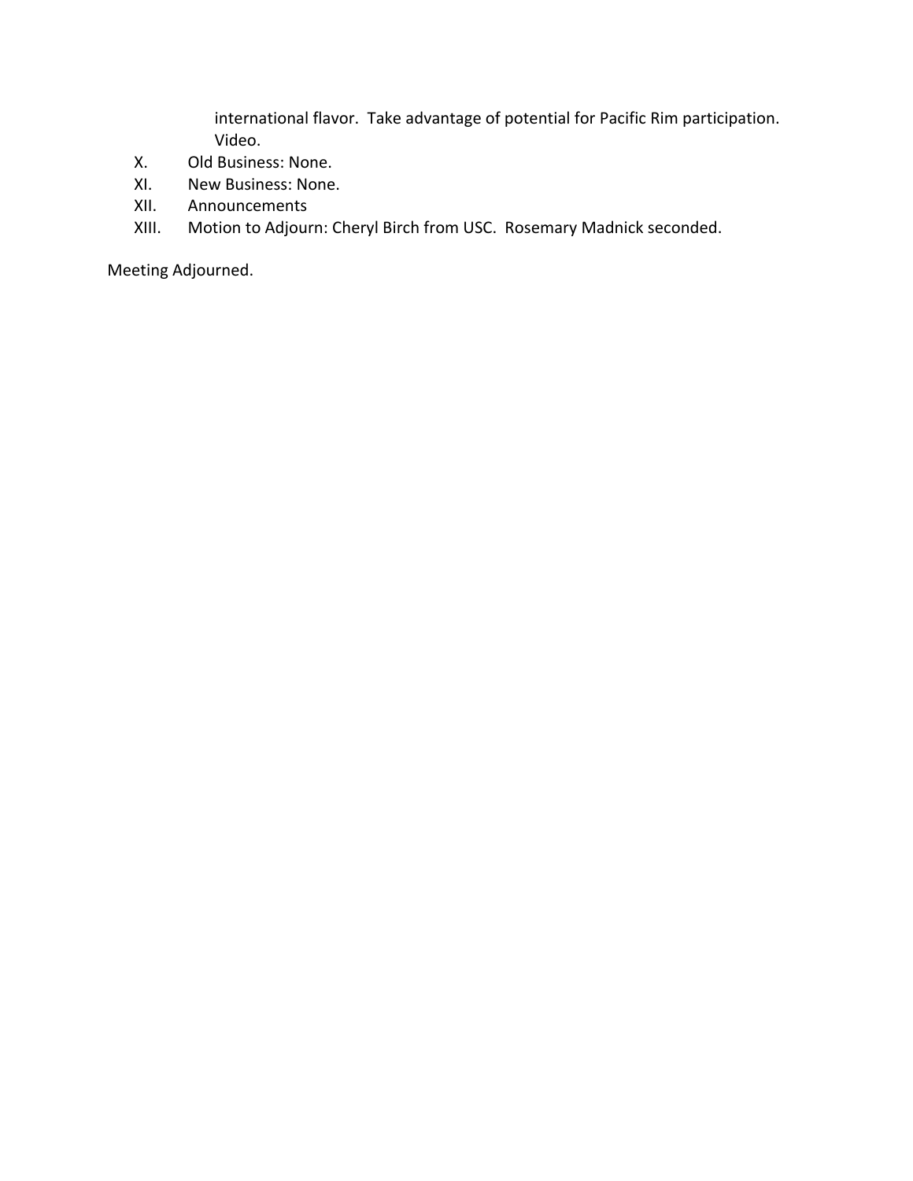international flavor. Take advantage of potential for Pacific Rim participation. Video.

X. Old Business: None.
XI. New Business: None.
XII. Announcements
XIII. Motion to Adjourn: Cheryl Birch from USC. Rosemary Madnick seconded.

Meeting Adjourned.